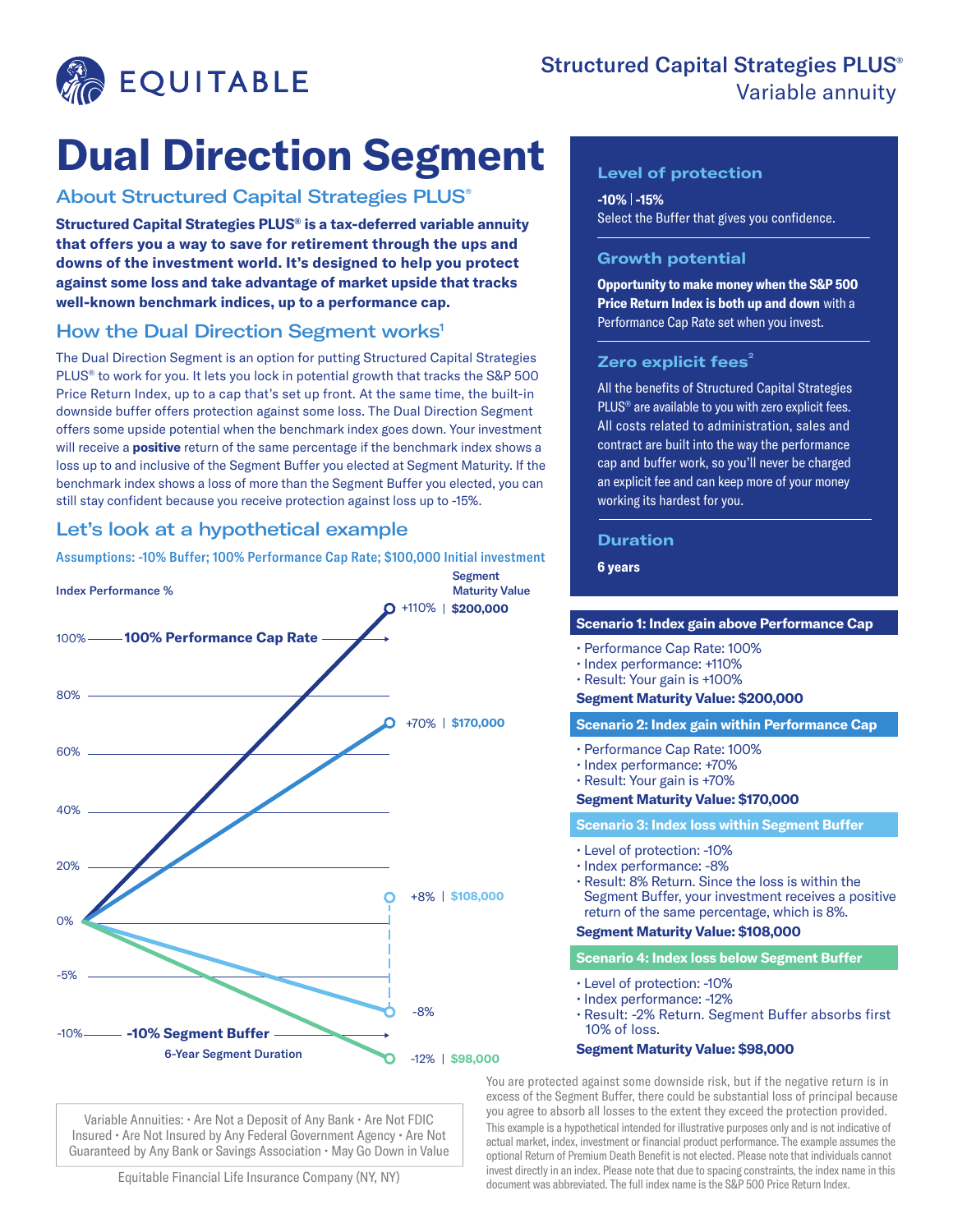# EQUITABLE

**Structured Capital Strategies PLUS®**
Variable annuity

# Dual Direction Segment

## About Structured Capital Strategies PLUS®

**Structured Capital Strategies PLUS® is a tax-deferred variable annuity that offers you a way to save for retirement through the ups and downs of the investment world. It's designed to help you protect against some loss and take advantage of market upside that tracks well-known benchmark indices, up to a performance cap.**

## How the Dual Direction Segment works[1]

The Dual Direction Segment is an option for putting Structured Capital Strategies PLUS® to work for you. It lets you lock in potential growth that tracks the S&P 500 Price Return Index, up to a cap that's set up front. At the same time, the built-in downside buffer offers protection against some loss. The Dual Direction Segment offers some upside potential when the benchmark index goes down. Your investment will receive a **positive** return of the same percentage if the benchmark index shows a loss up to and inclusive of the Segment Buffer you elected at Segment Maturity. If the benchmark index shows a loss of more than the Segment Buffer you elected, you can still stay confident because you receive protection against loss up to -15%.

## Let's look at a hypothetical example

Assumptions: -10% Buffer; 100% Performance Cap Rate; $100,000 Initial investment

| Index Performance % | Segment Maturity Value |
|---|---|
| +110% | $200,000 |
| +70% | $170,000 |
| +8% | $108,000 |
| -8% | |
| -12% | $98,000 |

100% Performance Cap Rate
-10% Segment Buffer
6-Year Segment Duration

### Level of protection

**-10% | -15%**
Select the Buffer that gives you confidence.

### Growth potential

**Opportunity to make money when the S&P 500 Price Return Index is both up and down** with a Performance Cap Rate set when you invest.

### Zero explicit fees[2]

All the benefits of Structured Capital Strategies PLUS® are available to you with zero explicit fees. All costs related to administration, sales and contract are built into the way the performance cap and buffer work, so you'll never be charged an explicit fee and can keep more of your money working its hardest for you.

### Duration

**6 years**

### Scenario 1: Index gain above Performance Cap

- Performance Cap Rate: 100%
- Index performance: +110%
- Result: Your gain is +100%

**Segment Maturity Value: $200,000**

### Scenario 2: Index gain within Performance Cap

- Performance Cap Rate: 100%
- Index performance: +70%
- Result: Your gain is +70%

**Segment Maturity Value: $170,000**

### Scenario 3: Index loss within Segment Buffer

- Level of protection: -10%
- Index performance: -8%
- Result: 8% Return. Since the loss is within the Segment Buffer, your investment receives a positive return of the same percentage, which is 8%.

**Segment Maturity Value: $108,000**

### Scenario 4: Index loss below Segment Buffer

- Level of protection: -10%
- Index performance: -12%
- Result: -2% Return. Segment Buffer absorbs first 10% of loss.

**Segment Maturity Value: $98,000**

You are protected against some downside risk, but if the negative return is in excess of the Segment Buffer, there could be substantial loss of principal because you agree to absorb all losses to the extent they exceed the protection provided.

This example is a hypothetical intended for illustrative purposes only and is not indicative of actual market, index, investment or financial product performance. The example assumes the optional Return of Premium Death Benefit is not elected. Please note that individuals cannot invest directly in an index. Please note that due to spacing constraints, the index name in this document was abbreviated. The full index name is the S&P 500 Price Return Index.

Variable Annuities: • Are Not a Deposit of Any Bank • Are Not FDIC Insured • Are Not Insured by Any Federal Government Agency • Are Not Guaranteed by Any Bank or Savings Association • May Go Down in Value

Equitable Financial Life Insurance Company (NY, NY)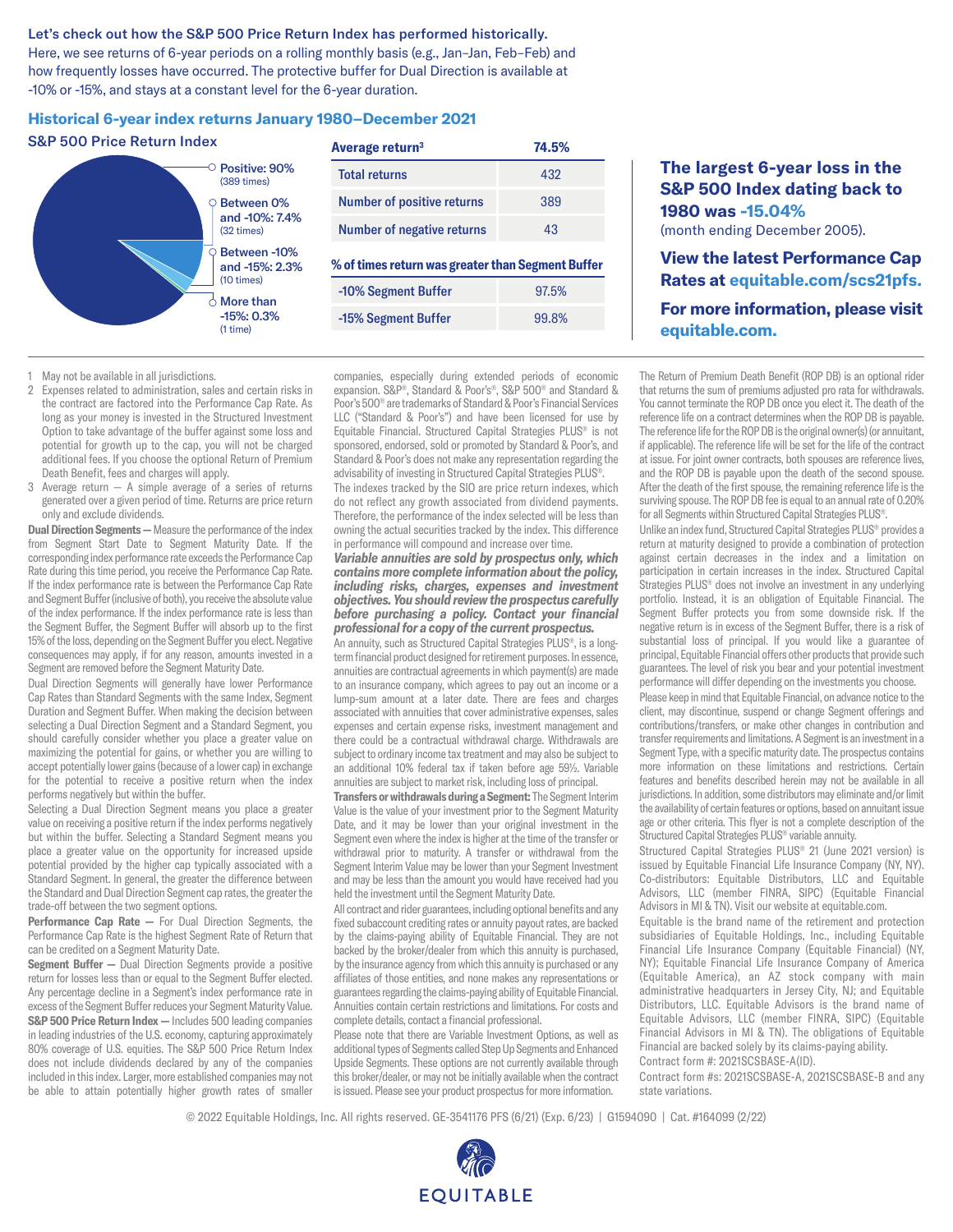**Let's check out how the S&P 500 Price Return Index has performed historically.**
Here, we see returns of 6-year periods on a rolling monthly basis (e.g., Jan–Jan, Feb–Feb) and how frequently losses have occurred. The protective buffer for Dual Direction is available at -10% or -15%, and stays at a constant level for the 6-year duration.

## Historical 6-year index returns January 1980–December 2021

### S&P 500 Price Return Index

Positive: 90%
(389 times)

Between 0% and -10%: 7.4%
(32 times)

Between -10% and -15%: 2.3%
(10 times)

More than -15%: 0.3%
(1 time)

| Average return[3] | 74.5% |
|---|---|
| Total returns | 432 |
| Number of positive returns | 389 |
| Number of negative returns | 43 |

| % of times return was greater than Segment Buffer | |
|---|---|
| -10% Segment Buffer | 97.5% |
| -15% Segment Buffer | 99.8% |

**The largest 6-year loss in the S&P 500 Index dating back to 1980 was -15.04%**
(month ending December 2005).

**View the latest Performance Cap Rates at equitable.com/scs21pfs.**

**For more information, please visit equitable.com.**

1 May not be available in all jurisdictions.

2 Expenses related to administration, sales and certain risks in the contract are factored into the Performance Cap Rate. As long as your money is invested in the Structured Investment Option to take advantage of the buffer against some loss and potential for growth up to the cap, you will not be charged additional fees. If you choose the optional Return of Premium Death Benefit, fees and charges will apply.

3 Average return — A simple average of a series of returns generated over a given period of time. Returns are price return only and exclude dividends.

**Dual Direction Segments —** Measure the performance of the index from Segment Start Date to Segment Maturity Date. If the corresponding index performance rate exceeds the Performance Cap Rate during this time period, you receive the Performance Cap Rate. If the index performance rate is between the Performance Cap Rate and Segment Buffer (inclusive of both), you receive the absolute value of the index performance. If the index performance rate is less than the Segment Buffer, the Segment Buffer will absorb up to the first 15% of the loss, depending on the Segment Buffer you elect. Negative consequences may apply, if for any reason, amounts invested in a Segment are removed before the Segment Maturity Date.

Dual Direction Segments will generally have lower Performance Cap Rates than Standard Segments with the same Index, Segment Duration and Segment Buffer. When making the decision between selecting a Dual Direction Segment and a Standard Segment, you should carefully consider whether you place a greater value on maximizing the potential for gains, or whether you are willing to accept potentially lower gains (because of a lower cap) in exchange for the potential to receive a positive return when the index performs negatively but within the buffer.

Selecting a Dual Direction Segment means you place a greater value on receiving a positive return if the index performs negatively but within the buffer. Selecting a Standard Segment means you place a greater value on the opportunity for increased upside potential provided by the higher cap typically associated with a Standard Segment. In general, the greater the difference between the Standard and Dual Direction Segment cap rates, the greater the trade-off between the two segment options.

**Performance Cap Rate —** For Dual Direction Segments, the Performance Cap Rate is the highest Segment Rate of Return that can be credited on a Segment Maturity Date.

**Segment Buffer —** Dual Direction Segments provide a positive return for losses less than or equal to the Segment Buffer elected. Any percentage decline in a Segment's index performance rate in excess of the Segment Buffer reduces your Segment Maturity Value.

**S&P 500 Price Return Index —** Includes 500 leading companies in leading industries of the U.S. economy, capturing approximately 80% coverage of U.S. equities. The S&P 500 Price Return Index does not include dividends declared by any of the companies included in this index. Larger, more established companies may not be able to attain potentially higher growth rates of smaller companies, especially during extended periods of economic expansion. S&P®, Standard & Poor's®, S&P 500® and Standard & Poor's 500® are trademarks of Standard & Poor's Financial Services LLC ("Standard & Poor's") and have been licensed for use by Equitable Financial. Structured Capital Strategies PLUS® is not sponsored, endorsed, sold or promoted by Standard & Poor's, and Standard & Poor's does not make any representation regarding the advisability of investing in Structured Capital Strategies PLUS®.

The indexes tracked by the SIO are price return indexes, which do not reflect any growth associated from dividend payments. Therefore, the performance of the index selected will be less than owning the actual securities tracked by the index. This difference in performance will compound and increase over time.

***Variable annuities are sold by prospectus only, which contains more complete information about the policy, including risks, charges, expenses and investment objectives. You should review the prospectus carefully before purchasing a policy. Contact your financial professional for a copy of the current prospectus.***

An annuity, such as Structured Capital Strategies PLUS®, is a long-term financial product designed for retirement purposes. In essence, annuities are contractual agreements in which payment(s) are made to an insurance company, which agrees to pay out an income or a lump-sum amount at a later date. There are fees and charges associated with annuities that cover administrative expenses, sales expenses and certain expense risks, investment management and there could be a contractual withdrawal charge. Withdrawals are subject to ordinary income tax treatment and may also be subject to an additional 10% federal tax if taken before age 59½. Variable annuities are subject to market risk, including loss of principal.

**Transfers or withdrawals during a Segment:** The Segment Interim Value is the value of your investment prior to the Segment Maturity Date, and it may be lower than your original investment in the Segment even where the index is higher at the time of the transfer or withdrawal prior to maturity. A transfer or withdrawal from the Segment Interim Value may be lower than your Segment Investment and may be less than the amount you would have received had you held the investment until the Segment Maturity Date.

All contract and rider guarantees, including optional benefits and any fixed subaccount crediting rates or annuity payout rates, are backed by the claims-paying ability of Equitable Financial. They are not backed by the broker/dealer from which this annuity is purchased, by the insurance agency from which this annuity is purchased or any affiliates of those entities, and none makes any representations or guarantees regarding the claims-paying ability of Equitable Financial. Annuities contain certain restrictions and limitations. For costs and complete details, contact a financial professional.

Please note that there are Variable Investment Options, as well as additional types of Segments called Step Up Segments and Enhanced Upside Segments. These options are not currently available through this broker/dealer, or may not be initially available when the contract is issued. Please see your product prospectus for more information.

The Return of Premium Death Benefit (ROP DB) is an optional rider that returns the sum of premiums adjusted pro rata for withdrawals. You cannot terminate the ROP DB once you elect it. The death of the reference life on a contract determines when the ROP DB is payable. The reference life for the ROP DB is the original owner(s) (or annuitant, if applicable). The reference life will be set for the life of the contract at issue. For joint owner contracts, both spouses are reference lives, and the ROP DB is payable upon the death of the second spouse. After the death of the first spouse, the remaining reference life is the surviving spouse. The ROP DB fee is equal to an annual rate of 0.20% for all Segments within Structured Capital Strategies PLUS®.

Unlike an index fund, Structured Capital Strategies PLUS® provides a return at maturity designed to provide a combination of protection against certain decreases in the index and a limitation on participation in certain increases in the index. Structured Capital Strategies PLUS® does not involve an investment in any underlying portfolio. Instead, it is an obligation of Equitable Financial. The Segment Buffer protects you from some downside risk. If the negative return is in excess of the Segment Buffer, there is a risk of substantial loss of principal. If you would like a guarantee of principal, Equitable Financial offers other products that provide such guarantees. The level of risk you bear and your potential investment performance will differ depending on the investments you choose.

Please keep in mind that Equitable Financial, on advance notice to the client, may discontinue, suspend or change Segment offerings and contributions/transfers, or make other changes in contribution and transfer requirements and limitations. A Segment is an investment in a Segment Type, with a specific maturity date. The prospectus contains more information on these limitations and restrictions. Certain features and benefits described herein may not be available in all jurisdictions. In addition, some distributors may eliminate and/or limit the availability of certain features or options, based on annuitant issue age or other criteria. This flyer is not a complete description of the Structured Capital Strategies PLUS® variable annuity.

Structured Capital Strategies PLUS® 21 (June 2021 version) is issued by Equitable Financial Life Insurance Company (NY, NY). Co-distributors: Equitable Distributors, LLC and Equitable Advisors, LLC (member FINRA, SIPC) (Equitable Financial Advisors in MI & TN). Visit our website at equitable.com.

Equitable is the brand name of the retirement and protection subsidiaries of Equitable Holdings, Inc., including Equitable Financial Life Insurance Company (Equitable Financial) (NY, NY); Equitable Financial Life Insurance Company of America (Equitable America), an AZ stock company with main administrative headquarters in Jersey City, NJ; and Equitable Distributors, LLC. Equitable Advisors is the brand name of Equitable Advisors, LLC (member FINRA, SIPC) (Equitable Financial Advisors in MI & TN). The obligations of Equitable Financial are backed solely by its claims-paying ability.

Contract form #: 2021SCSBASE-A(ID).

Contract form #s: 2021SCSBASE-A, 2021SCSBASE-B and any state variations.

© 2022 Equitable Holdings, Inc. All rights reserved. GE-3541176 PFS (6/21) (Exp. 6/23) | G1594090 | Cat. #164099 (2/22)

EQUITABLE